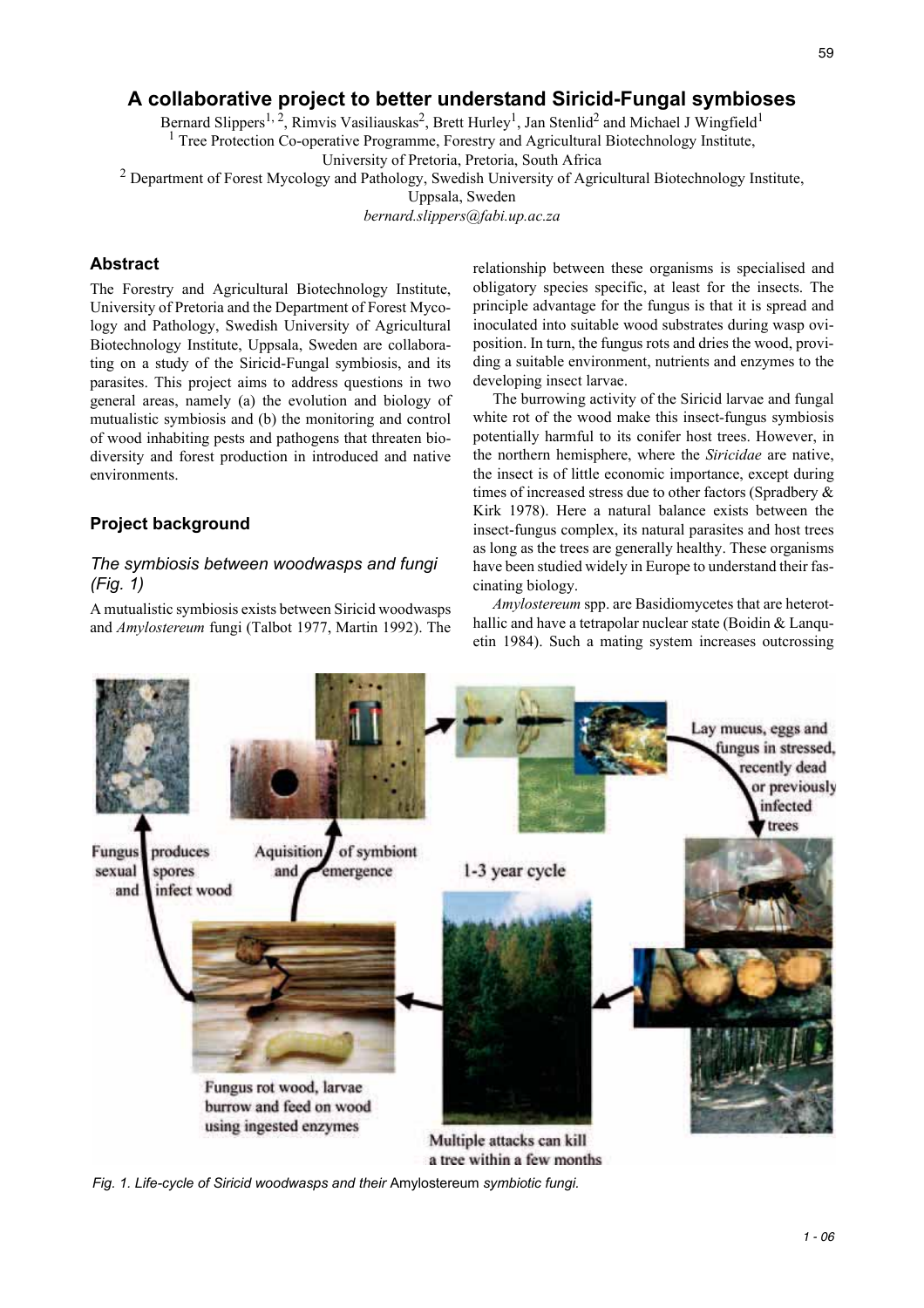# A collaborative project to better understand Siricid-Fungal symbioses

Bernard Slippers[1, 2], Rimvis Vasiliauskas[2], Brett Hurley[1], Jan Stenlid[2] and Michael J Wingfield[1]

[1] Tree Protection Co-operative Programme, Forestry and Agricultural Biotechnology Institute, University of Pretoria, Pretoria, South Africa

[2] Department of Forest Mycology and Pathology, Swedish University of Agricultural Biotechnology Institute, Uppsala, Sweden

*bernard.slippers@fabi.up.ac.za*

## Abstract

The Forestry and Agricultural Biotechnology Institute, University of Pretoria and the Department of Forest Mycology and Pathology, Swedish University of Agricultural Biotechnology Institute, Uppsala, Sweden are collaborating on a study of the Siricid-Fungal symbiosis, and its parasites. This project aims to address questions in two general areas, namely (a) the evolution and biology of mutualistic symbiosis and (b) the monitoring and control of wood inhabiting pests and pathogens that threaten biodiversity and forest production in introduced and native environments.

## Project background

### *The symbiosis between woodwasps and fungi (Fig. 1)*

A mutualistic symbiosis exists between Siricid woodwasps and *Amylostereum* fungi (Talbot 1977, Martin 1992). The relationship between these organisms is specialised and obligatory species specific, at least for the insects. The principle advantage for the fungus is that it is spread and inoculated into suitable wood substrates during wasp oviposition. In turn, the fungus rots and dries the wood, providing a suitable environment, nutrients and enzymes to the developing insect larvae.

The burrowing activity of the Siricid larvae and fungal white rot of the wood make this insect-fungus symbiosis potentially harmful to its conifer host trees. However, in the northern hemisphere, where the *Siricidae* are native, the insect is of little economic importance, except during times of increased stress due to other factors (Spradbery & Kirk 1978). Here a natural balance exists between the insect-fungus complex, its natural parasites and host trees as long as the trees are generally healthy. These organisms have been studied widely in Europe to understand their fascinating biology.

*Amylostereum* spp. are Basidiomycetes that are heterothallic and have a tetrapolar nuclear state (Boidin & Lanquetin 1984). Such a mating system increases outcrossing

*Fig. 1. Life-cycle of Siricid woodwasps and their* Amylostereum *symbiotic fungi.*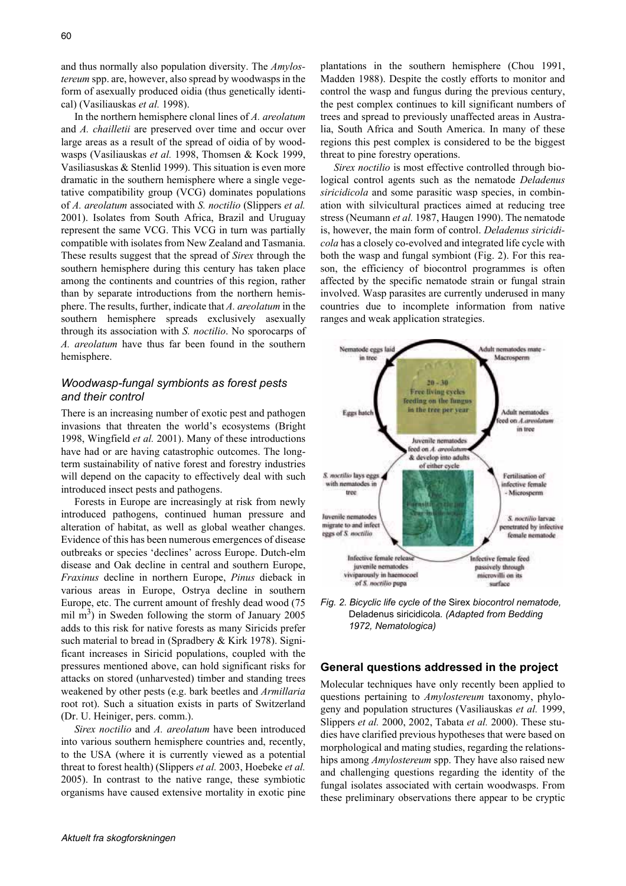and thus normally also population diversity. The *Amylostereum* spp. are, however, also spread by woodwasps in the form of asexually produced oidia (thus genetically identical) (Vasiliauskas *et al.* 1998).

In the northern hemisphere clonal lines of *A. areolatum* and *A. chailletii* are preserved over time and occur over large areas as a result of the spread of oidia of by woodwasps (Vasiliauskas *et al.* 1998, Thomsen & Kock 1999, Vasiliasuskas & Stenlid 1999). This situation is even more dramatic in the southern hemisphere where a single vegetative compatibility group (VCG) dominates populations of *A. areolatum* associated with *S. noctilio* (Slippers *et al.* 2001). Isolates from South Africa, Brazil and Uruguay represent the same VCG. This VCG in turn was partially compatible with isolates from New Zealand and Tasmania. These results suggest that the spread of *Sirex* through the southern hemisphere during this century has taken place among the continents and countries of this region, rather than by separate introductions from the northern hemisphere. The results, further, indicate that *A. areolatum* in the southern hemisphere spreads exclusively asexually through its association with *S. noctilio*. No sporocarps of *A. areolatum* have thus far been found in the southern hemisphere.

### *Woodwasp-fungal symbionts as forest pests and their control*

There is an increasing number of exotic pest and pathogen invasions that threaten the world's ecosystems (Bright 1998, Wingfield *et al.* 2001). Many of these introductions have had or are having catastrophic outcomes. The long-term sustainability of native forest and forestry industries will depend on the capacity to effectively deal with such introduced insect pests and pathogens.

Forests in Europe are increasingly at risk from newly introduced pathogens, continued human pressure and alteration of habitat, as well as global weather changes. Evidence of this has been numerous emergences of disease outbreaks or species 'declines' across Europe. Dutch-elm disease and Oak decline in central and southern Europe, *Fraxinus* decline in northern Europe, *Pinus* dieback in various areas in Europe, Ostrya decline in southern Europe, etc. The current amount of freshly dead wood (75 mil $m^3$) in Sweden following the storm of January 2005 adds to this risk for native forests as many Siricids prefer such material to bread in (Spradbery & Kirk 1978). Significant increases in Siricid populations, coupled with the pressures mentioned above, can hold significant risks for attacks on stored (unharvested) timber and standing trees weakened by other pests (e.g. bark beetles and *Armillaria* root rot). Such a situation exists in parts of Switzerland (Dr. U. Heiniger, pers. comm.).

*Sirex noctilio* and *A. areolatum* have been introduced into various southern hemisphere countries and, recently, to the USA (where it is currently viewed as a potential threat to forest health) (Slippers *et al.* 2003, Hoebeke *et al.* 2005). In contrast to the native range, these symbiotic organisms have caused extensive mortality in exotic pine plantations in the southern hemisphere (Chou 1991, Madden 1988). Despite the costly efforts to monitor and control the wasp and fungus during the previous century, the pest complex continues to kill significant numbers of trees and spread to previously unaffected areas in Australia, South Africa and South America. In many of these regions this pest complex is considered to be the biggest threat to pine forestry operations.

*Sirex noctilio* is most effective controlled through biological control agents such as the nematode *Deladenus siricidicola* and some parasitic wasp species, in combination with silvicultural practices aimed at reducing tree stress (Neumann *et al.* 1987, Haugen 1990). The nematode is, however, the main form of control. *Deladenus siricidicola* has a closely co-evolved and integrated life cycle with both the wasp and fungal symbiont (Fig. 2). For this reason, the efficiency of biocontrol programmes is often affected by the specific nematode strain or fungal strain involved. Wasp parasites are currently underused in many countries due to incomplete information from native ranges and weak application strategies.

*Fig. 2. Bicyclic life cycle of the* Sirex *biocontrol nematode,* Deladenus siricidicola*. (Adapted from Bedding 1972, Nematologica)*

## General questions addressed in the project

Molecular techniques have only recently been applied to questions pertaining to *Amylostereum* taxonomy, phylogeny and population structures (Vasiliauskas *et al.* 1999, Slippers *et al.* 2000, 2002, Tabata *et al.* 2000). These studies have clarified previous hypotheses that were based on morphological and mating studies, regarding the relationships among *Amylostereum* spp. They have also raised new and challenging questions regarding the identity of the fungal isolates associated with certain woodwasps. From these preliminary observations there appear to be cryptic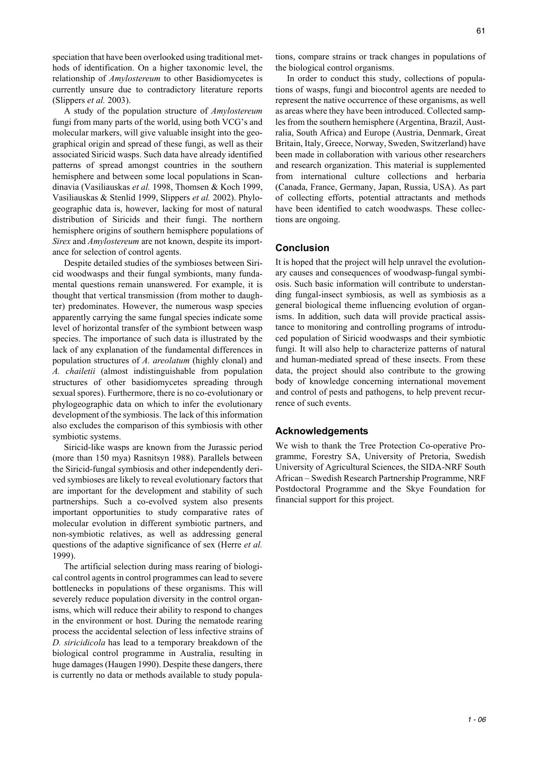speciation that have been overlooked using traditional methods of identification. On a higher taxonomic level, the relationship of *Amylostereum* to other Basidiomycetes is currently unsure due to contradictory literature reports (Slippers *et al.* 2003).

A study of the population structure of *Amylostereum* fungi from many parts of the world, using both VCG's and molecular markers, will give valuable insight into the geographical origin and spread of these fungi, as well as their associated Siricid wasps. Such data have already identified patterns of spread amongst countries in the southern hemisphere and between some local populations in Scandinavia (Vasiliauskas *et al.* 1998, Thomsen & Koch 1999, Vasiliauskas & Stenlid 1999, Slippers *et al.* 2002). Phylogeographic data is, however, lacking for most of natural distribution of Siricids and their fungi. The northern hemisphere origins of southern hemisphere populations of *Sirex* and *Amylostereum* are not known, despite its importance for selection of control agents.

Despite detailed studies of the symbioses between Siricid woodwasps and their fungal symbionts, many fundamental questions remain unanswered. For example, it is thought that vertical transmission (from mother to daughter) predominates. However, the numerous wasp species apparently carrying the same fungal species indicate some level of horizontal transfer of the symbiont between wasp species. The importance of such data is illustrated by the lack of any explanation of the fundamental differences in population structures of *A. areolatum* (highly clonal) and *A. chailetii* (almost indistinguishable from population structures of other basidiomycetes spreading through sexual spores). Furthermore, there is no co-evolutionary or phylogeographic data on which to infer the evolutionary development of the symbiosis. The lack of this information also excludes the comparison of this symbiosis with other symbiotic systems.

Siricid-like wasps are known from the Jurassic period (more than 150 mya) Rasnitsyn 1988). Parallels between the Siricid-fungal symbiosis and other independently derived symbioses are likely to reveal evolutionary factors that are important for the development and stability of such partnerships. Such a co-evolved system also presents important opportunities to study comparative rates of molecular evolution in different symbiotic partners, and non-symbiotic relatives, as well as addressing general questions of the adaptive significance of sex (Herre *et al.* 1999).

The artificial selection during mass rearing of biological control agents in control programmes can lead to severe bottlenecks in populations of these organisms. This will severely reduce population diversity in the control organisms, which will reduce their ability to respond to changes in the environment or host. During the nematode rearing process the accidental selection of less infective strains of *D. siricidicola* has lead to a temporary breakdown of the biological control programme in Australia, resulting in huge damages (Haugen 1990). Despite these dangers, there is currently no data or methods available to study populations, compare strains or track changes in populations of the biological control organisms.

In order to conduct this study, collections of populations of wasps, fungi and biocontrol agents are needed to represent the native occurrence of these organisms, as well as areas where they have been introduced. Collected samples from the southern hemisphere (Argentina, Brazil, Australia, South Africa) and Europe (Austria, Denmark, Great Britain, Italy, Greece, Norway, Sweden, Switzerland) have been made in collaboration with various other researchers and research organization. This material is supplemented from international culture collections and herbaria (Canada, France, Germany, Japan, Russia, USA). As part of collecting efforts, potential attractants and methods have been identified to catch woodwasps. These collections are ongoing.

## Conclusion

It is hoped that the project will help unravel the evolutionary causes and consequences of woodwasp-fungal symbiosis. Such basic information will contribute to understanding fungal-insect symbiosis, as well as symbiosis as a general biological theme influencing evolution of organisms. In addition, such data will provide practical assistance to monitoring and controlling programs of introduced population of Siricid woodwasps and their symbiotic fungi. It will also help to characterize patterns of natural and human-mediated spread of these insects. From these data, the project should also contribute to the growing body of knowledge concerning international movement and control of pests and pathogens, to help prevent recurrence of such events.

## Acknowledgements

We wish to thank the Tree Protection Co-operative Programme, Forestry SA, University of Pretoria, Swedish University of Agricultural Sciences, the SIDA-NRF South African – Swedish Research Partnership Programme, NRF Postdoctoral Programme and the Skye Foundation for financial support for this project.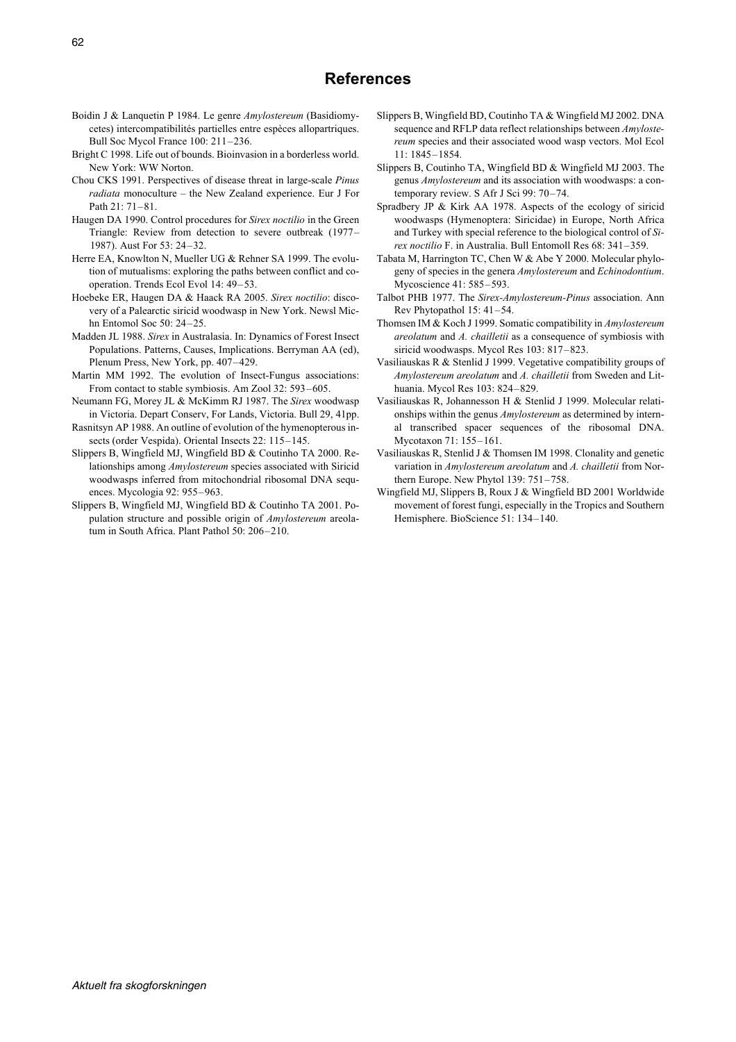## References

Boidin J & Lanquetin P 1984. Le genre *Amylostereum* (Basidiomycetes) intercompatibilités partielles entre espèces allopatriques. Bull Soc Mycol France 100: 211–236.

Bright C 1998. Life out of bounds. Bioinvasion in a borderless world. New York: WW Norton.

Chou CKS 1991. Perspectives of disease threat in large-scale *Pinus radiata* monoculture – the New Zealand experience. Eur J For Path 21: 71–81.

Haugen DA 1990. Control procedures for *Sirex noctilio* in the Green Triangle: Review from detection to severe outbreak (1977–1987). Aust For 53: 24–32.

Herre EA, Knowlton N, Mueller UG & Rehner SA 1999. The evolution of mutualisms: exploring the paths between conflict and cooperation. Trends Ecol Evol 14: 49–53.

Hoebeke ER, Haugen DA & Haack RA 2005. *Sirex noctilio*: discovery of a Palearctic siricid woodwasp in New York. Newsl Michn Entomol Soc 50: 24–25.

Madden JL 1988. *Sirex* in Australasia. In: Dynamics of Forest Insect Populations. Patterns, Causes, Implications. Berryman AA (ed), Plenum Press, New York, pp. 407–429.

Martin MM 1992. The evolution of Insect-Fungus associations: From contact to stable symbiosis. Am Zool 32: 593–605.

Neumann FG, Morey JL & McKimm RJ 1987. The *Sirex* woodwasp in Victoria. Depart Conserv, For Lands, Victoria. Bull 29, 41pp.

Rasnitsyn AP 1988. An outline of evolution of the hymenopterous insects (order Vespida). Oriental Insects 22: 115–145.

Slippers B, Wingfield MJ, Wingfield BD & Coutinho TA 2000. Relationships among *Amylostereum* species associated with Siricid woodwasps inferred from mitochondrial ribosomal DNA sequences. Mycologia 92: 955–963.

Slippers B, Wingfield MJ, Wingfield BD & Coutinho TA 2001. Population structure and possible origin of *Amylostereum* areolatum in South Africa. Plant Pathol 50: 206–210.

Slippers B, Wingfield BD, Coutinho TA & Wingfield MJ 2002. DNA sequence and RFLP data reflect relationships between *Amylostereum* species and their associated wood wasp vectors. Mol Ecol 11: 1845–1854.

Slippers B, Coutinho TA, Wingfield BD & Wingfield MJ 2003. The genus *Amylostereum* and its association with woodwasps: a contemporary review. S Afr J Sci 99: 70–74.

Spradbery JP & Kirk AA 1978. Aspects of the ecology of siricid woodwasps (Hymenoptera: Siricidae) in Europe, North Africa and Turkey with special reference to the biological control of *Sirex noctilio* F. in Australia. Bull Entomoll Res 68: 341–359.

Tabata M, Harrington TC, Chen W & Abe Y 2000. Molecular phylogeny of species in the genera *Amylostereum* and *Echinodontium*. Mycoscience 41: 585–593.

Talbot PHB 1977. The *Sirex-Amylostereum-Pinus* association. Ann Rev Phytopathol 15: 41–54.

Thomsen IM & Koch J 1999. Somatic compatibility in *Amylostereum areolatum* and *A. chailletii* as a consequence of symbiosis with siricid woodwasps. Mycol Res 103: 817–823.

Vasiliauskas R & Stenlid J 1999. Vegetative compatibility groups of *Amylostereum areolatum* and *A. chailletii* from Sweden and Lithuania. Mycol Res 103: 824–829.

Vasiliauskas R, Johannesson H & Stenlid J 1999. Molecular relationships within the genus *Amylostereum* as determined by internal transcribed spacer sequences of the ribosomal DNA. Mycotaxon 71: 155–161.

Vasiliauskas R, Stenlid J & Thomsen IM 1998. Clonality and genetic variation in *Amylostereum areolatum* and *A. chailletii* from Northern Europe. New Phytol 139: 751–758.

Wingfield MJ, Slippers B, Roux J & Wingfield BD 2001 Worldwide movement of forest fungi, especially in the Tropics and Southern Hemisphere. BioScience 51: 134–140.